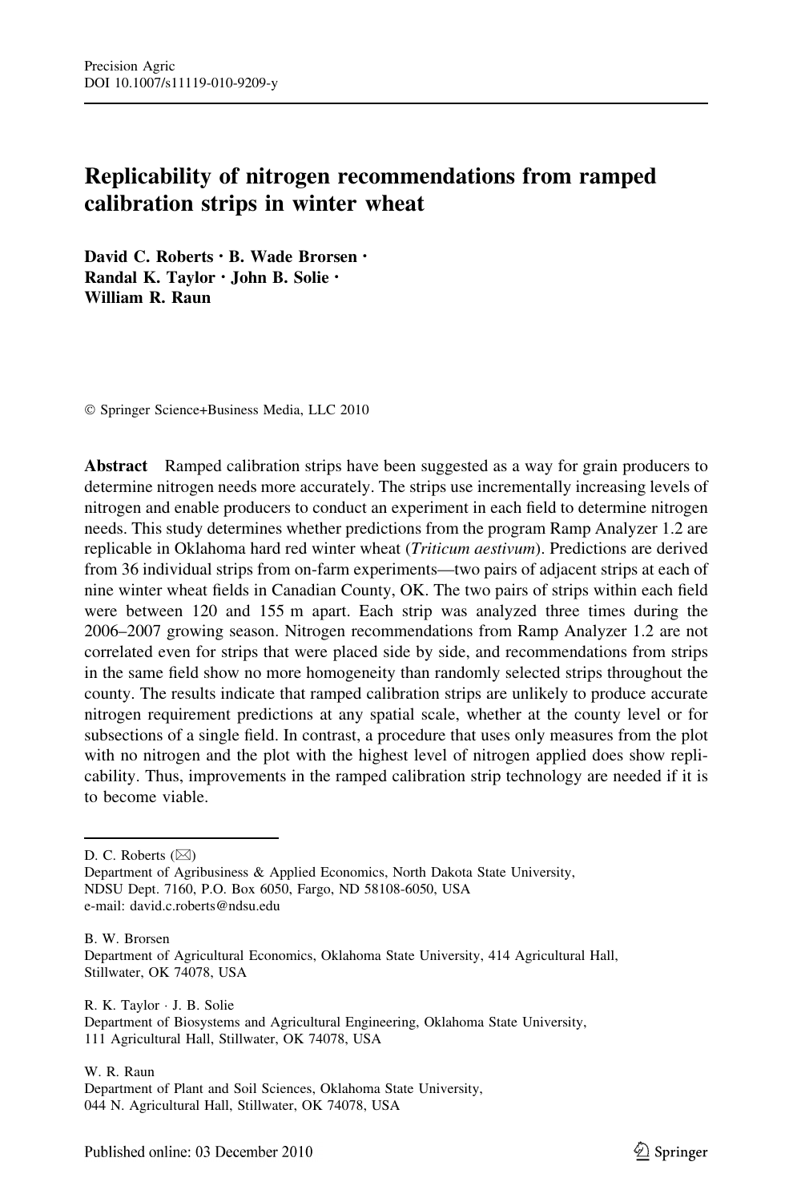# Replicability of nitrogen recommendations from ramped calibration strips in winter wheat

**David C. Roberts · B. Wade Brorsen · Randal K. Taylor · John B. Solie · William R. Raun**

© Springer Science+Business Media, LLC 2010

**Abstract** Ramped calibration strips have been suggested as a way for grain producers to determine nitrogen needs more accurately. The strips use incrementally increasing levels of nitrogen and enable producers to conduct an experiment in each field to determine nitrogen needs. This study determines whether predictions from the program Ramp Analyzer 1.2 are replicable in Oklahoma hard red winter wheat (*Triticum aestivum*). Predictions are derived from 36 individual strips from on-farm experiments—two pairs of adjacent strips at each of nine winter wheat fields in Canadian County, OK. The two pairs of strips within each field were between 120 and 155 m apart. Each strip was analyzed three times during the 2006–2007 growing season. Nitrogen recommendations from Ramp Analyzer 1.2 are not correlated even for strips that were placed side by side, and recommendations from strips in the same field show no more homogeneity than randomly selected strips throughout the county. The results indicate that ramped calibration strips are unlikely to produce accurate nitrogen requirement predictions at any spatial scale, whether at the county level or for subsections of a single field. In contrast, a procedure that uses only measures from the plot with no nitrogen and the plot with the highest level of nitrogen applied does show replicability. Thus, improvements in the ramped calibration strip technology are needed if it is to become viable.

---

D. C. Roberts (✉)
Department of Agribusiness & Applied Economics, North Dakota State University, NDSU Dept. 7160, P.O. Box 6050, Fargo, ND 58108-6050, USA
e-mail: david.c.roberts@ndsu.edu

B. W. Brorsen
Department of Agricultural Economics, Oklahoma State University, 414 Agricultural Hall, Stillwater, OK 74078, USA

R. K. Taylor · J. B. Solie
Department of Biosystems and Agricultural Engineering, Oklahoma State University, 111 Agricultural Hall, Stillwater, OK 74078, USA

W. R. Raun
Department of Plant and Soil Sciences, Oklahoma State University, 044 N. Agricultural Hall, Stillwater, OK 74078, USA

Published online: 03 December 2010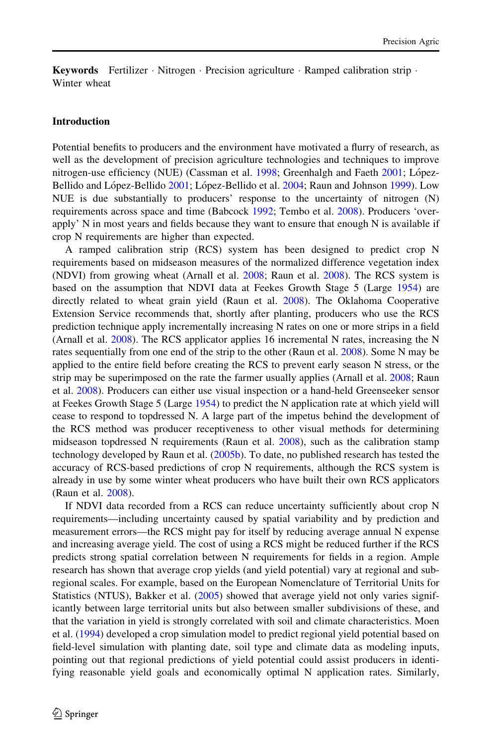**Keywords** Fertilizer · Nitrogen · Precision agriculture · Ramped calibration strip · Winter wheat

## Introduction

Potential benefits to producers and the environment have motivated a flurry of research, as well as the development of precision agriculture technologies and techniques to improve nitrogen-use efficiency (NUE) (Cassman et al. 1998; Greenhalgh and Faeth 2001; López-Bellido and López-Bellido 2001; López-Bellido et al. 2004; Raun and Johnson 1999). Low NUE is due substantially to producers' response to the uncertainty of nitrogen (N) requirements across space and time (Babcock 1992; Tembo et al. 2008). Producers 'over-apply' N in most years and fields because they want to ensure that enough N is available if crop N requirements are higher than expected.

A ramped calibration strip (RCS) system has been designed to predict crop N requirements based on midseason measures of the normalized difference vegetation index (NDVI) from growing wheat (Arnall et al. 2008; Raun et al. 2008). The RCS system is based on the assumption that NDVI data at Feekes Growth Stage 5 (Large 1954) are directly related to wheat grain yield (Raun et al. 2008). The Oklahoma Cooperative Extension Service recommends that, shortly after planting, producers who use the RCS prediction technique apply incrementally increasing N rates on one or more strips in a field (Arnall et al. 2008). The RCS applicator applies 16 incremental N rates, increasing the N rates sequentially from one end of the strip to the other (Raun et al. 2008). Some N may be applied to the entire field before creating the RCS to prevent early season N stress, or the strip may be superimposed on the rate the farmer usually applies (Arnall et al. 2008; Raun et al. 2008). Producers can either use visual inspection or a hand-held Greenseeker sensor at Feekes Growth Stage 5 (Large 1954) to predict the N application rate at which yield will cease to respond to topdressed N. A large part of the impetus behind the development of the RCS method was producer receptiveness to other visual methods for determining midseason topdressed N requirements (Raun et al. 2008), such as the calibration stamp technology developed by Raun et al. (2005b). To date, no published research has tested the accuracy of RCS-based predictions of crop N requirements, although the RCS system is already in use by some winter wheat producers who have built their own RCS applicators (Raun et al. 2008).

If NDVI data recorded from a RCS can reduce uncertainty sufficiently about crop N requirements—including uncertainty caused by spatial variability and by prediction and measurement errors—the RCS might pay for itself by reducing average annual N expense and increasing average yield. The cost of using a RCS might be reduced further if the RCS predicts strong spatial correlation between N requirements for fields in a region. Ample research has shown that average crop yields (and yield potential) vary at regional and sub-regional scales. For example, based on the European Nomenclature of Territorial Units for Statistics (NTUS), Bakker et al. (2005) showed that average yield not only varies significantly between large territorial units but also between smaller subdivisions of these, and that the variation in yield is strongly correlated with soil and climate characteristics. Moen et al. (1994) developed a crop simulation model to predict regional yield potential based on field-level simulation with planting date, soil type and climate data as modeling inputs, pointing out that regional predictions of yield potential could assist producers in identifying reasonable yield goals and economically optimal N application rates. Similarly,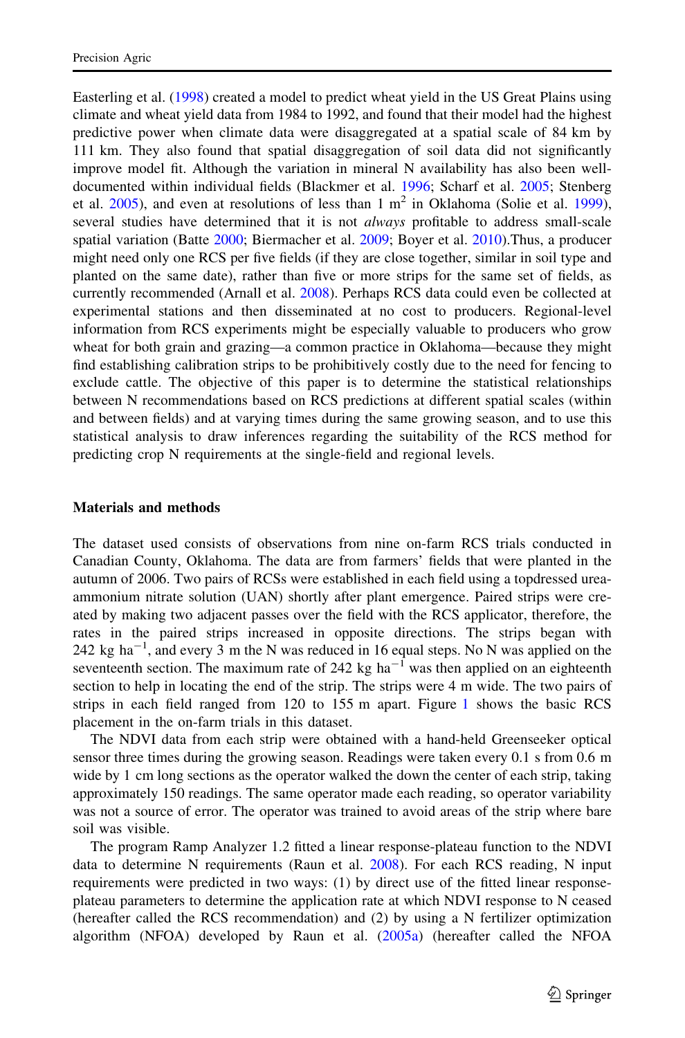Easterling et al. (1998) created a model to predict wheat yield in the US Great Plains using climate and wheat yield data from 1984 to 1992, and found that their model had the highest predictive power when climate data were disaggregated at a spatial scale of 84 km by 111 km. They also found that spatial disaggregation of soil data did not significantly improve model fit. Although the variation in mineral N availability has also been well-documented within individual fields (Blackmer et al. 1996; Scharf et al. 2005; Stenberg et al. 2005), and even at resolutions of less than 1 $m^2$ in Oklahoma (Solie et al. 1999), several studies have determined that it is not *always* profitable to address small-scale spatial variation (Batte 2000; Biermacher et al. 2009; Boyer et al. 2010).Thus, a producer might need only one RCS per five fields (if they are close together, similar in soil type and planted on the same date), rather than five or more strips for the same set of fields, as currently recommended (Arnall et al. 2008). Perhaps RCS data could even be collected at experimental stations and then disseminated at no cost to producers. Regional-level information from RCS experiments might be especially valuable to producers who grow wheat for both grain and grazing—a common practice in Oklahoma—because they might find establishing calibration strips to be prohibitively costly due to the need for fencing to exclude cattle. The objective of this paper is to determine the statistical relationships between N recommendations based on RCS predictions at different spatial scales (within and between fields) and at varying times during the same growing season, and to use this statistical analysis to draw inferences regarding the suitability of the RCS method for predicting crop N requirements at the single-field and regional levels.

## Materials and methods

The dataset used consists of observations from nine on-farm RCS trials conducted in Canadian County, Oklahoma. The data are from farmers' fields that were planted in the autumn of 2006. Two pairs of RCSs were established in each field using a topdressed urea-ammonium nitrate solution (UAN) shortly after plant emergence. Paired strips were created by making two adjacent passes over the field with the RCS applicator, therefore, the rates in the paired strips increased in opposite directions. The strips began with 242 kg $ha^{-1}$, and every 3 m the N was reduced in 16 equal steps. No N was applied on the seventeenth section. The maximum rate of 242 kg $ha^{-1}$ was then applied on an eighteenth section to help in locating the end of the strip. The strips were 4 m wide. The two pairs of strips in each field ranged from 120 to 155 m apart. Figure 1 shows the basic RCS placement in the on-farm trials in this dataset.

The NDVI data from each strip were obtained with a hand-held Greenseeker optical sensor three times during the growing season. Readings were taken every 0.1 s from 0.6 m wide by 1 cm long sections as the operator walked the down the center of each strip, taking approximately 150 readings. The same operator made each reading, so operator variability was not a source of error. The operator was trained to avoid areas of the strip where bare soil was visible.

The program Ramp Analyzer 1.2 fitted a linear response-plateau function to the NDVI data to determine N requirements (Raun et al. 2008). For each RCS reading, N input requirements were predicted in two ways: (1) by direct use of the fitted linear response-plateau parameters to determine the application rate at which NDVI response to N ceased (hereafter called the RCS recommendation) and (2) by using a N fertilizer optimization algorithm (NFOA) developed by Raun et al. (2005a) (hereafter called the NFOA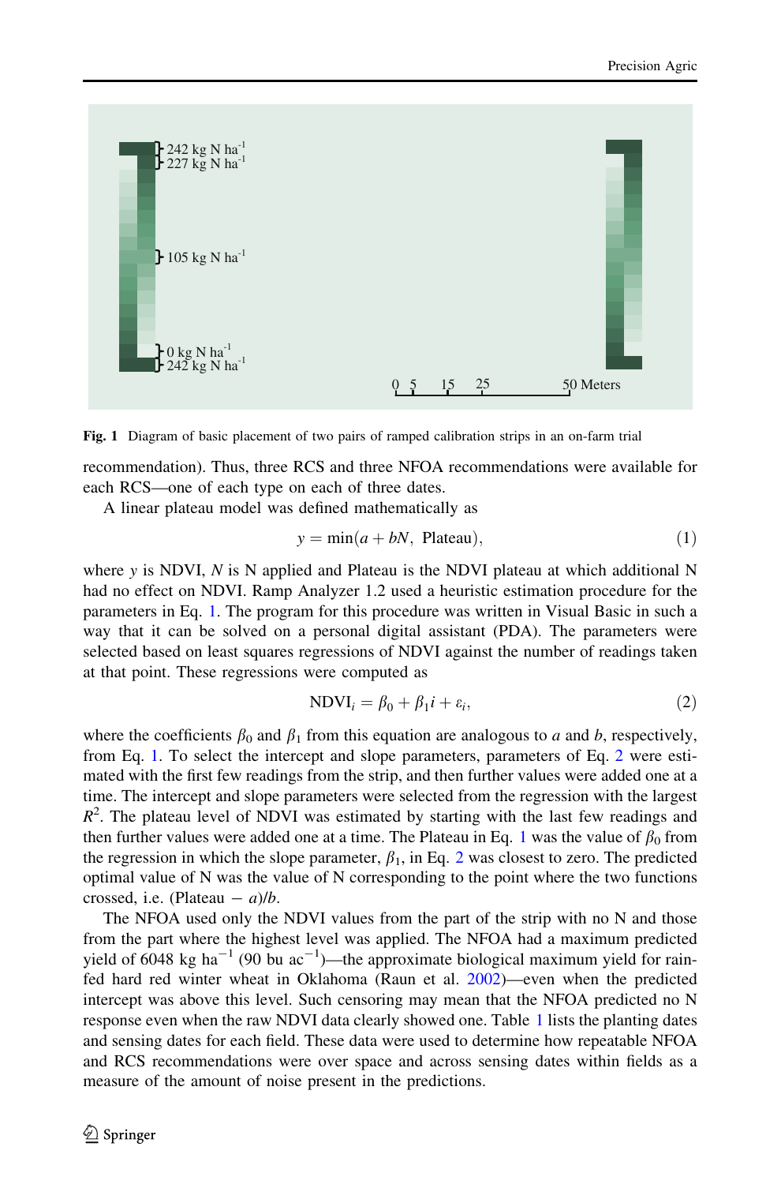Fig. 1 Diagram of basic placement of two pairs of ramped calibration strips in an on-farm trial

recommendation). Thus, three RCS and three NFOA recommendations were available for each RCS—one of each type on each of three dates.

A linear plateau model was defined mathematically as

$$y = \min(a + bN,\ \text{Plateau}), \tag{1}$$

where $y$ is NDVI, $N$ is N applied and Plateau is the NDVI plateau at which additional N had no effect on NDVI. Ramp Analyzer 1.2 used a heuristic estimation procedure for the parameters in Eq. 1. The program for this procedure was written in Visual Basic in such a way that it can be solved on a personal digital assistant (PDA). The parameters were selected based on least squares regressions of NDVI against the number of readings taken at that point. These regressions were computed as

$$\text{NDVI}_i = \beta_0 + \beta_1 i + \varepsilon_i, \tag{2}$$

where the coefficients $\beta_0$ and $\beta_1$ from this equation are analogous to $a$ and $b$, respectively, from Eq. 1. To select the intercept and slope parameters, parameters of Eq. 2 were estimated with the first few readings from the strip, and then further values were added one at a time. The intercept and slope parameters were selected from the regression with the largest $R^2$. The plateau level of NDVI was estimated by starting with the last few readings and then further values were added one at a time. The Plateau in Eq. 1 was the value of $\beta_0$ from the regression in which the slope parameter, $\beta_1$, in Eq. 2 was closest to zero. The predicted optimal value of N was the value of N corresponding to the point where the two functions crossed, i.e. (Plateau $-$ $a$)/$b$.

The NFOA used only the NDVI values from the part of the strip with no N and those from the part where the highest level was applied. The NFOA had a maximum predicted yield of 6048 kg ha$^{-1}$ (90 bu ac$^{-1}$)—the approximate biological maximum yield for rain-fed hard red winter wheat in Oklahoma (Raun et al. 2002)—even when the predicted intercept was above this level. Such censoring may mean that the NFOA predicted no N response even when the raw NDVI data clearly showed one. Table 1 lists the planting dates and sensing dates for each field. These data were used to determine how repeatable NFOA and RCS recommendations were over space and across sensing dates within fields as a measure of the amount of noise present in the predictions.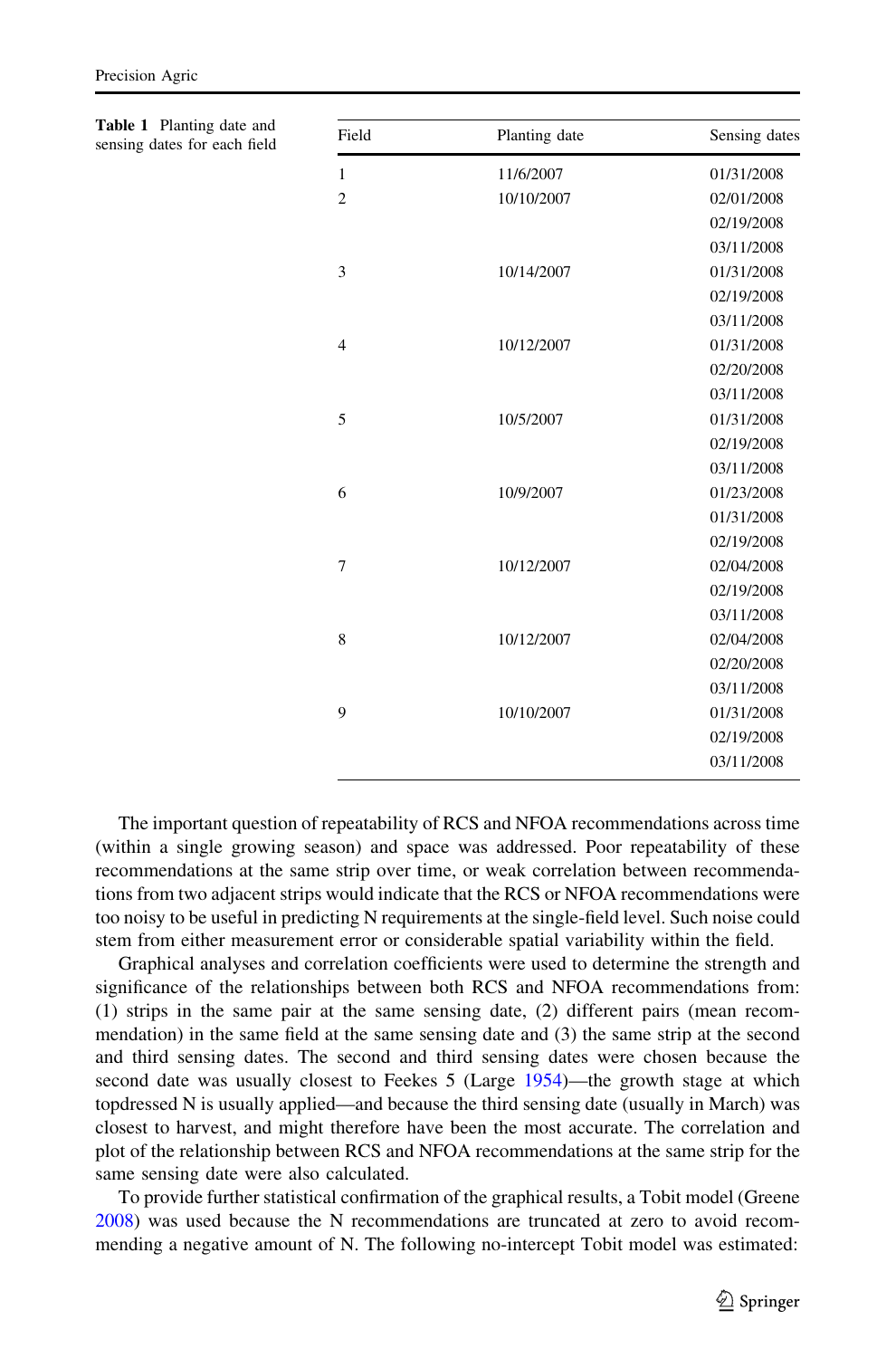**Table 1** Planting date and sensing dates for each field

| Field | Planting date | Sensing dates |
|---|---|---|
| 1 | 11/6/2007 | 01/31/2008 |
| 2 | 10/10/2007 | 02/01/2008 |
| | | 02/19/2008 |
| | | 03/11/2008 |
| 3 | 10/14/2007 | 01/31/2008 |
| | | 02/19/2008 |
| | | 03/11/2008 |
| 4 | 10/12/2007 | 01/31/2008 |
| | | 02/20/2008 |
| | | 03/11/2008 |
| 5 | 10/5/2007 | 01/31/2008 |
| | | 02/19/2008 |
| | | 03/11/2008 |
| 6 | 10/9/2007 | 01/23/2008 |
| | | 01/31/2008 |
| | | 02/19/2008 |
| 7 | 10/12/2007 | 02/04/2008 |
| | | 02/19/2008 |
| | | 03/11/2008 |
| 8 | 10/12/2007 | 02/04/2008 |
| | | 02/20/2008 |
| | | 03/11/2008 |
| 9 | 10/10/2007 | 01/31/2008 |
| | | 02/19/2008 |
| | | 03/11/2008 |

The important question of repeatability of RCS and NFOA recommendations across time (within a single growing season) and space was addressed. Poor repeatability of these recommendations at the same strip over time, or weak correlation between recommendations from two adjacent strips would indicate that the RCS or NFOA recommendations were too noisy to be useful in predicting N requirements at the single-field level. Such noise could stem from either measurement error or considerable spatial variability within the field.

Graphical analyses and correlation coefficients were used to determine the strength and significance of the relationships between both RCS and NFOA recommendations from: (1) strips in the same pair at the same sensing date, (2) different pairs (mean recommendation) in the same field at the same sensing date and (3) the same strip at the second and third sensing dates. The second and third sensing dates were chosen because the second date was usually closest to Feekes 5 (Large 1954)—the growth stage at which topdressed N is usually applied—and because the third sensing date (usually in March) was closest to harvest, and might therefore have been the most accurate. The correlation and plot of the relationship between RCS and NFOA recommendations at the same strip for the same sensing date were also calculated.

To provide further statistical confirmation of the graphical results, a Tobit model (Greene 2008) was used because the N recommendations are truncated at zero to avoid recommending a negative amount of N. The following no-intercept Tobit model was estimated: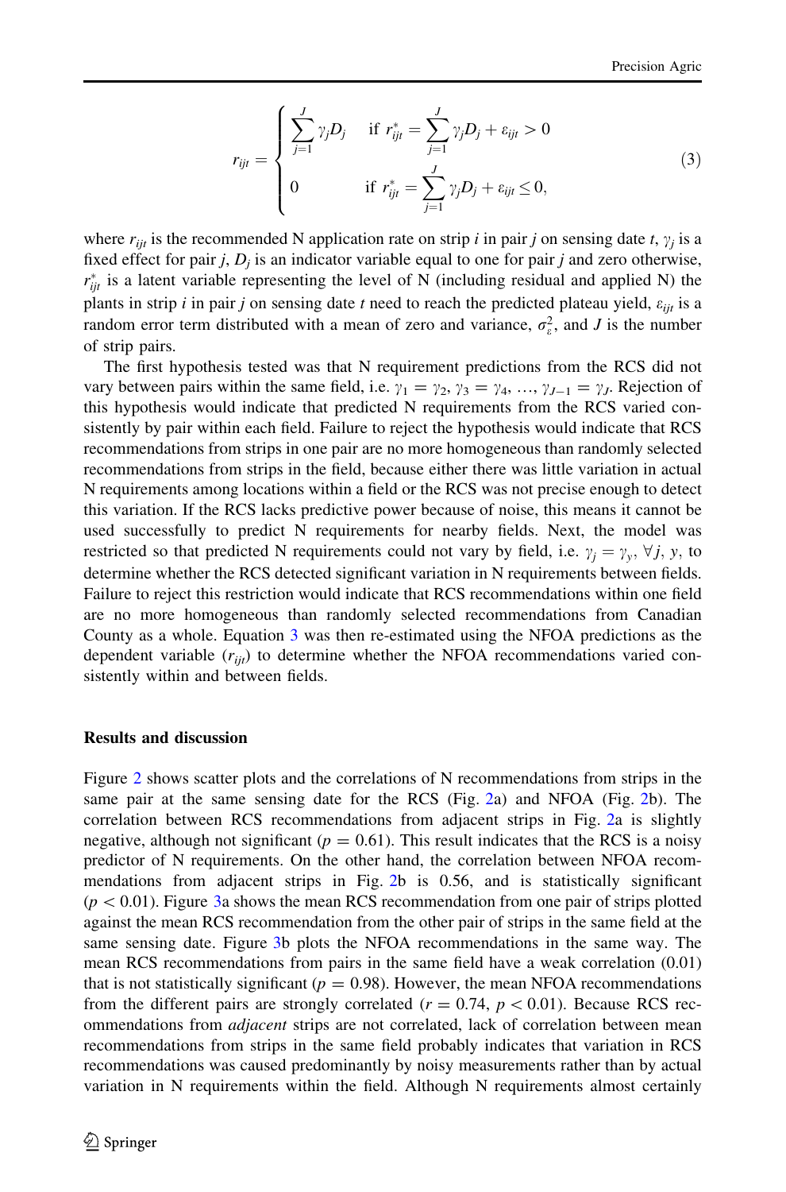$$r_{ijt} = \begin{cases} \sum_{j=1}^{J} \gamma_j D_j & \text{if } r_{ijt}^* = \sum_{j=1}^{J} \gamma_j D_j + \varepsilon_{ijt} > 0 \\ 0 & \text{if } r_{ijt}^* = \sum_{j=1}^{J} \gamma_j D_j + \varepsilon_{ijt} \leq 0, \end{cases} \tag{3}$$

where $r_{ijt}$ is the recommended N application rate on strip $i$ in pair $j$ on sensing date $t$, $\gamma_j$ is a fixed effect for pair $j$, $D_j$ is an indicator variable equal to one for pair $j$ and zero otherwise, $r_{ijt}^*$ is a latent variable representing the level of N (including residual and applied N) the plants in strip $i$ in pair $j$ on sensing date $t$ need to reach the predicted plateau yield, $\varepsilon_{ijt}$ is a random error term distributed with a mean of zero and variance, $\sigma_{\varepsilon}^2$, and $J$ is the number of strip pairs.

The first hypothesis tested was that N requirement predictions from the RCS did not vary between pairs within the same field, i.e. $\gamma_1 = \gamma_2, \gamma_3 = \gamma_4, \ldots, \gamma_{J-1} = \gamma_J$. Rejection of this hypothesis would indicate that predicted N requirements from the RCS varied consistently by pair within each field. Failure to reject the hypothesis would indicate that RCS recommendations from strips in one pair are no more homogeneous than randomly selected recommendations from strips in the field, because either there was little variation in actual N requirements among locations within a field or the RCS was not precise enough to detect this variation. If the RCS lacks predictive power because of noise, this means it cannot be used successfully to predict N requirements for nearby fields. Next, the model was restricted so that predicted N requirements could not vary by field, i.e. $\gamma_j = \gamma_y, \forall j, y$, to determine whether the RCS detected significant variation in N requirements between fields. Failure to reject this restriction would indicate that RCS recommendations within one field are no more homogeneous than randomly selected recommendations from Canadian County as a whole. Equation 3 was then re-estimated using the NFOA predictions as the dependent variable ($r_{ijt}$) to determine whether the NFOA recommendations varied consistently within and between fields.

## Results and discussion

Figure 2 shows scatter plots and the correlations of N recommendations from strips in the same pair at the same sensing date for the RCS (Fig. 2a) and NFOA (Fig. 2b). The correlation between RCS recommendations from adjacent strips in Fig. 2a is slightly negative, although not significant ($p = 0.61$). This result indicates that the RCS is a noisy predictor of N requirements. On the other hand, the correlation between NFOA recommendations from adjacent strips in Fig. 2b is 0.56, and is statistically significant ($p < 0.01$). Figure 3a shows the mean RCS recommendation from one pair of strips plotted against the mean RCS recommendation from the other pair of strips in the same field at the same sensing date. Figure 3b plots the NFOA recommendations in the same way. The mean RCS recommendations from pairs in the same field have a weak correlation (0.01) that is not statistically significant ($p = 0.98$). However, the mean NFOA recommendations from the different pairs are strongly correlated ($r = 0.74$, $p < 0.01$). Because RCS recommendations from *adjacent* strips are not correlated, lack of correlation between mean recommendations from strips in the same field probably indicates that variation in RCS recommendations was caused predominantly by noisy measurements rather than by actual variation in N requirements within the field. Although N requirements almost certainly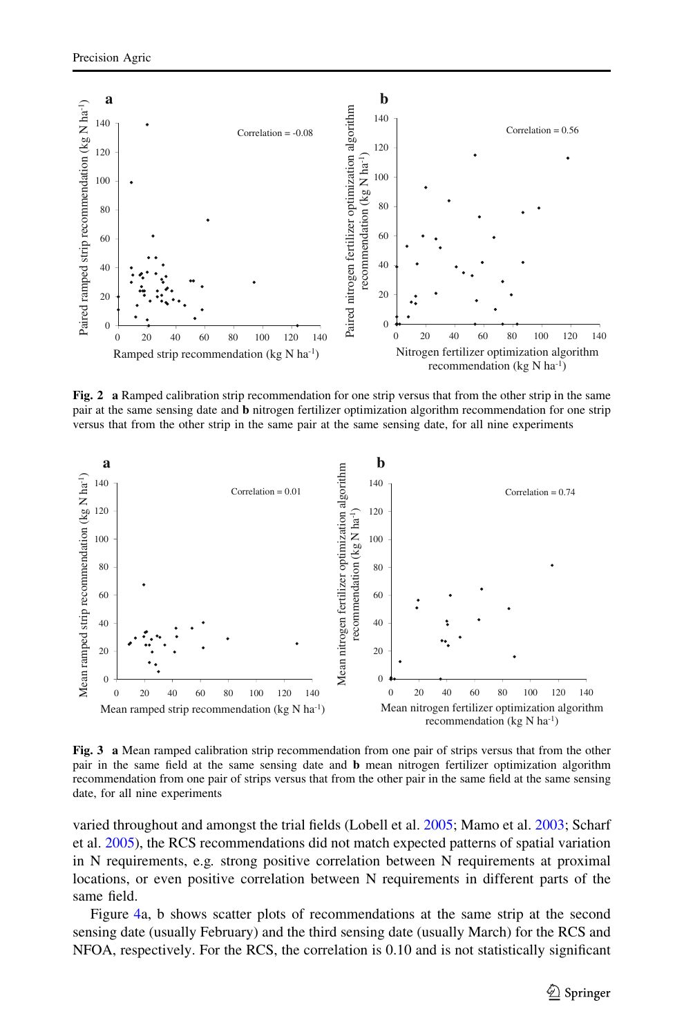**Fig. 2** **a** Ramped calibration strip recommendation for one strip versus that from the other strip in the same pair at the same sensing date and **b** nitrogen fertilizer optimization algorithm recommendation for one strip versus that from the other strip in the same pair at the same sensing date, for all nine experiments

**Fig. 3** **a** Mean ramped calibration strip recommendation from one pair of strips versus that from the other pair in the same field at the same sensing date and **b** mean nitrogen fertilizer optimization algorithm recommendation from one pair of strips versus that from the other pair in the same field at the same sensing date, for all nine experiments

varied throughout and amongst the trial fields (Lobell et al. 2005; Mamo et al. 2003; Scharf et al. 2005), the RCS recommendations did not match expected patterns of spatial variation in N requirements, e.g. strong positive correlation between N requirements at proximal locations, or even positive correlation between N requirements in different parts of the same field.

Figure 4a, b shows scatter plots of recommendations at the same strip at the second sensing date (usually February) and the third sensing date (usually March) for the RCS and NFOA, respectively. For the RCS, the correlation is 0.10 and is not statistically significant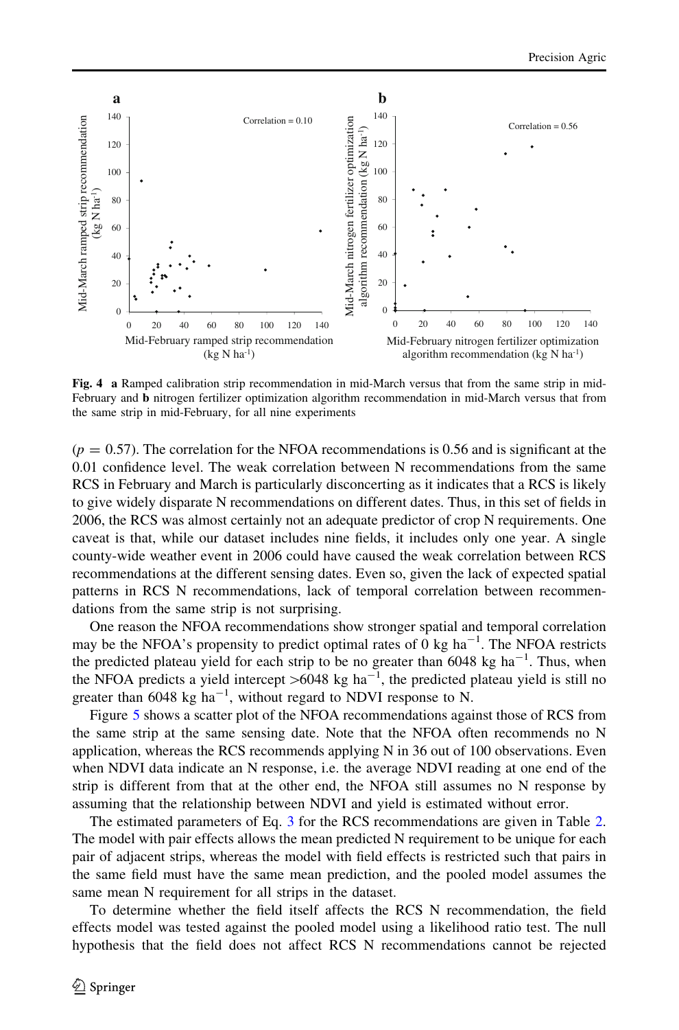**Fig. 4** **a** Ramped calibration strip recommendation in mid-March versus that from the same strip in mid-February and **b** nitrogen fertilizer optimization algorithm recommendation in mid-March versus that from the same strip in mid-February, for all nine experiments

($p = 0.57$). The correlation for the NFOA recommendations is 0.56 and is significant at the 0.01 confidence level. The weak correlation between N recommendations from the same RCS in February and March is particularly disconcerting as it indicates that a RCS is likely to give widely disparate N recommendations on different dates. Thus, in this set of fields in 2006, the RCS was almost certainly not an adequate predictor of crop N requirements. One caveat is that, while our dataset includes nine fields, it includes only one year. A single county-wide weather event in 2006 could have caused the weak correlation between RCS recommendations at the different sensing dates. Even so, given the lack of expected spatial patterns in RCS N recommendations, lack of temporal correlation between recommendations from the same strip is not surprising.

One reason the NFOA recommendations show stronger spatial and temporal correlation may be the NFOA's propensity to predict optimal rates of 0 kg ha$^{-1}$. The NFOA restricts the predicted plateau yield for each strip to be no greater than 6048 kg ha$^{-1}$. Thus, when the NFOA predicts a yield intercept >6048 kg ha$^{-1}$, the predicted plateau yield is still no greater than 6048 kg ha$^{-1}$, without regard to NDVI response to N.

Figure 5 shows a scatter plot of the NFOA recommendations against those of RCS from the same strip at the same sensing date. Note that the NFOA often recommends no N application, whereas the RCS recommends applying N in 36 out of 100 observations. Even when NDVI data indicate an N response, i.e. the average NDVI reading at one end of the strip is different from that at the other end, the NFOA still assumes no N response by assuming that the relationship between NDVI and yield is estimated without error.

The estimated parameters of Eq. 3 for the RCS recommendations are given in Table 2. The model with pair effects allows the mean predicted N requirement to be unique for each pair of adjacent strips, whereas the model with field effects is restricted such that pairs in the same field must have the same mean prediction, and the pooled model assumes the same mean N requirement for all strips in the dataset.

To determine whether the field itself affects the RCS N recommendation, the field effects model was tested against the pooled model using a likelihood ratio test. The null hypothesis that the field does not affect RCS N recommendations cannot be rejected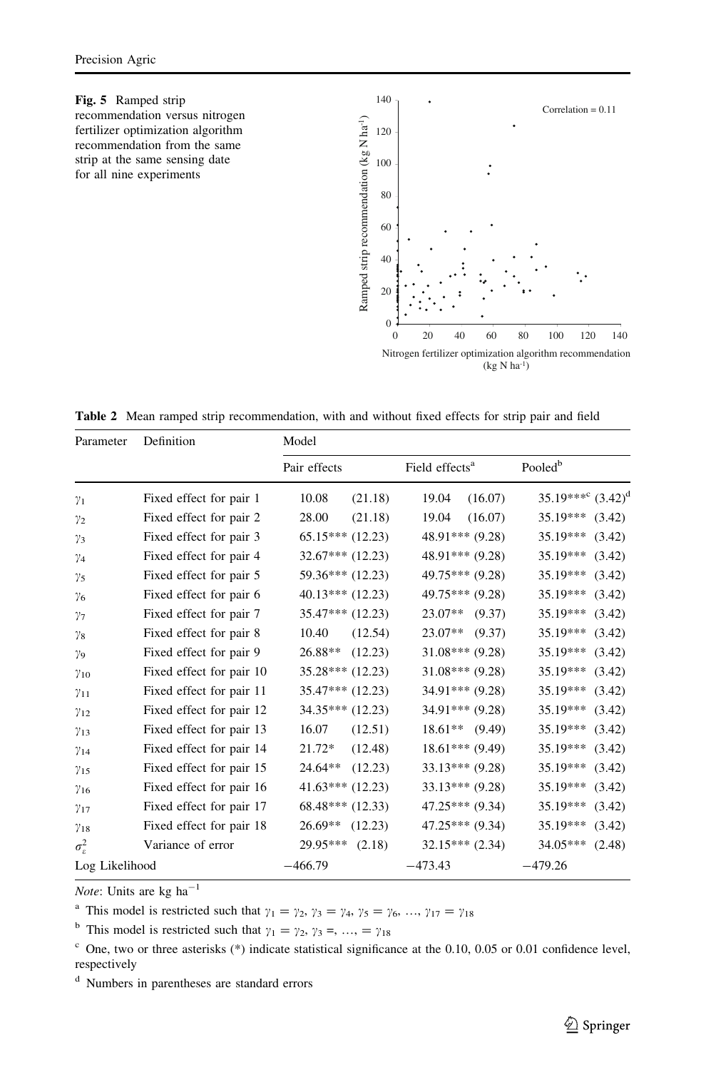**Fig. 5** Ramped strip recommendation versus nitrogen fertilizer optimization algorithm recommendation from the same strip at the same sensing date for all nine experiments

**Table 2** Mean ramped strip recommendation, with and without fixed effects for strip pair and field

| Parameter | Definition | Model | | |
|---|---|---|---|---|
| | | Pair effects | Field effects[a] | Pooled[b] |
| $\gamma_1$ | Fixed effect for pair 1 | 10.08 (21.18) | 19.04 (16.07) | 35.19***[c] (3.42)[d] |
| $\gamma_2$ | Fixed effect for pair 2 | 28.00 (21.18) | 19.04 (16.07) | 35.19*** (3.42) |
| $\gamma_3$ | Fixed effect for pair 3 | 65.15*** (12.23) | 48.91*** (9.28) | 35.19*** (3.42) |
| $\gamma_4$ | Fixed effect for pair 4 | 32.67*** (12.23) | 48.91*** (9.28) | 35.19*** (3.42) |
| $\gamma_5$ | Fixed effect for pair 5 | 59.36*** (12.23) | 49.75*** (9.28) | 35.19*** (3.42) |
| $\gamma_6$ | Fixed effect for pair 6 | 40.13*** (12.23) | 49.75*** (9.28) | 35.19*** (3.42) |
| $\gamma_7$ | Fixed effect for pair 7 | 35.47*** (12.23) | 23.07** (9.37) | 35.19*** (3.42) |
| $\gamma_8$ | Fixed effect for pair 8 | 10.40 (12.54) | 23.07** (9.37) | 35.19*** (3.42) |
| $\gamma_9$ | Fixed effect for pair 9 | 26.88** (12.23) | 31.08*** (9.28) | 35.19*** (3.42) |
| $\gamma_{10}$ | Fixed effect for pair 10 | 35.28*** (12.23) | 31.08*** (9.28) | 35.19*** (3.42) |
| $\gamma_{11}$ | Fixed effect for pair 11 | 35.47*** (12.23) | 34.91*** (9.28) | 35.19*** (3.42) |
| $\gamma_{12}$ | Fixed effect for pair 12 | 34.35*** (12.23) | 34.91*** (9.28) | 35.19*** (3.42) |
| $\gamma_{13}$ | Fixed effect for pair 13 | 16.07 (12.51) | 18.61** (9.49) | 35.19*** (3.42) |
| $\gamma_{14}$ | Fixed effect for pair 14 | 21.72* (12.48) | 18.61*** (9.49) | 35.19*** (3.42) |
| $\gamma_{15}$ | Fixed effect for pair 15 | 24.64** (12.23) | 33.13*** (9.28) | 35.19*** (3.42) |
| $\gamma_{16}$ | Fixed effect for pair 16 | 41.63*** (12.23) | 33.13*** (9.28) | 35.19*** (3.42) |
| $\gamma_{17}$ | Fixed effect for pair 17 | 68.48*** (12.33) | 47.25*** (9.34) | 35.19*** (3.42) |
| $\gamma_{18}$ | Fixed effect for pair 18 | 26.69** (12.23) | 47.25*** (9.34) | 35.19*** (3.42) |
| $\sigma^2_\varepsilon$ | Variance of error | 29.95*** (2.18) | 32.15*** (2.34) | 34.05*** (2.48) |
| Log Likelihood | | −466.79 | −473.43 | −479.26 |

*Note*: Units are kg ha$^{-1}$

[a] This model is restricted such that $\gamma_1 = \gamma_2$, $\gamma_3 = \gamma_4$, $\gamma_5 = \gamma_6$, …, $\gamma_{17} = \gamma_{18}$

[b] This model is restricted such that $\gamma_1 = \gamma_2$, $\gamma_3 =$, …, $= \gamma_{18}$

[c] One, two or three asterisks (*) indicate statistical significance at the 0.10, 0.05 or 0.01 confidence level, respectively

[d] Numbers in parentheses are standard errors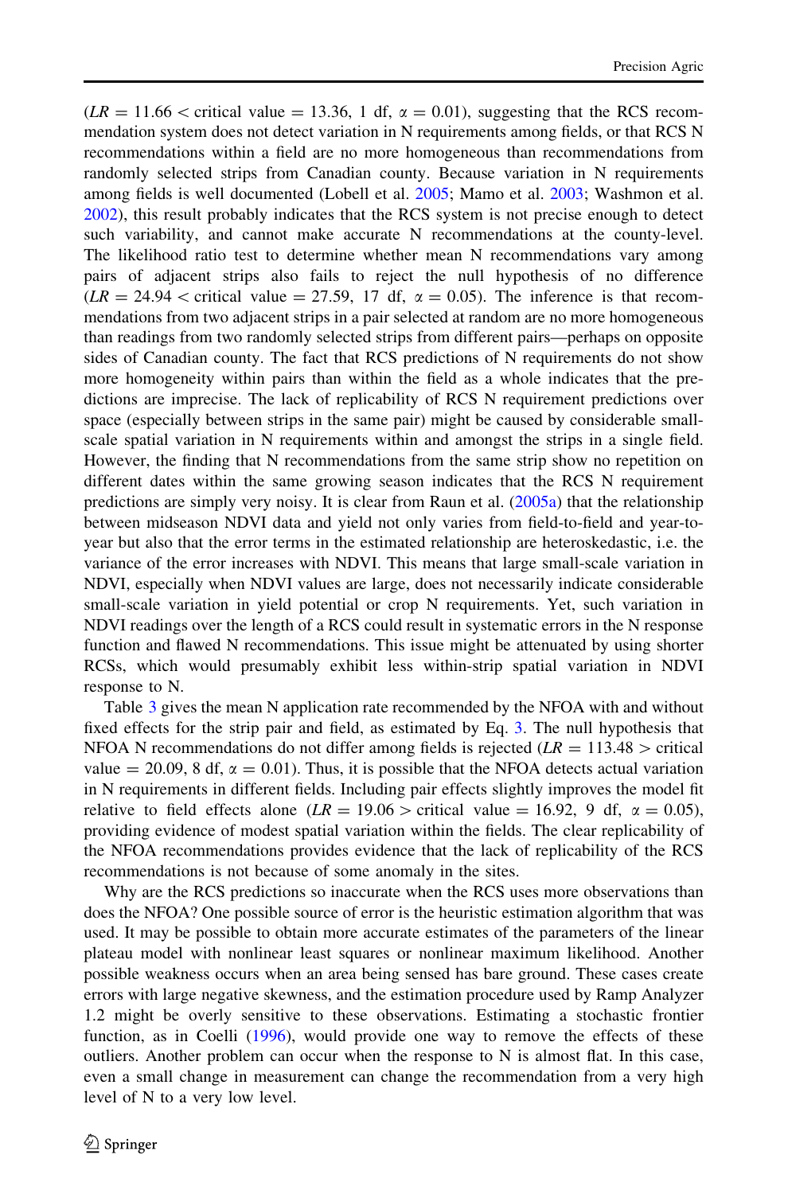($LR = 11.66 <$ critical value $= 13.36$, 1 df, $\alpha = 0.01$), suggesting that the RCS recommendation system does not detect variation in N requirements among fields, or that RCS N recommendations within a field are no more homogeneous than recommendations from randomly selected strips from Canadian county. Because variation in N requirements among fields is well documented (Lobell et al. 2005; Mamo et al. 2003; Washmon et al. 2002), this result probably indicates that the RCS system is not precise enough to detect such variability, and cannot make accurate N recommendations at the county-level. The likelihood ratio test to determine whether mean N recommendations vary among pairs of adjacent strips also fails to reject the null hypothesis of no difference ($LR = 24.94 <$ critical value $= 27.59$, 17 df, $\alpha = 0.05$). The inference is that recommendations from two adjacent strips in a pair selected at random are no more homogeneous than readings from two randomly selected strips from different pairs—perhaps on opposite sides of Canadian county. The fact that RCS predictions of N requirements do not show more homogeneity within pairs than within the field as a whole indicates that the predictions are imprecise. The lack of replicability of RCS N requirement predictions over space (especially between strips in the same pair) might be caused by considerable small-scale spatial variation in N requirements within and amongst the strips in a single field. However, the finding that N recommendations from the same strip show no repetition on different dates within the same growing season indicates that the RCS N requirement predictions are simply very noisy. It is clear from Raun et al. (2005a) that the relationship between midseason NDVI data and yield not only varies from field-to-field and year-to-year but also that the error terms in the estimated relationship are heteroskedastic, i.e. the variance of the error increases with NDVI. This means that large small-scale variation in NDVI, especially when NDVI values are large, does not necessarily indicate considerable small-scale variation in yield potential or crop N requirements. Yet, such variation in NDVI readings over the length of a RCS could result in systematic errors in the N response function and flawed N recommendations. This issue might be attenuated by using shorter RCSs, which would presumably exhibit less within-strip spatial variation in NDVI response to N.

Table 3 gives the mean N application rate recommended by the NFOA with and without fixed effects for the strip pair and field, as estimated by Eq. 3. The null hypothesis that NFOA N recommendations do not differ among fields is rejected ($LR = 113.48 >$ critical value $= 20.09$, 8 df, $\alpha = 0.01$). Thus, it is possible that the NFOA detects actual variation in N requirements in different fields. Including pair effects slightly improves the model fit relative to field effects alone ($LR = 19.06 >$ critical value $= 16.92$, 9 df, $\alpha = 0.05$), providing evidence of modest spatial variation within the fields. The clear replicability of the NFOA recommendations provides evidence that the lack of replicability of the RCS recommendations is not because of some anomaly in the sites.

Why are the RCS predictions so inaccurate when the RCS uses more observations than does the NFOA? One possible source of error is the heuristic estimation algorithm that was used. It may be possible to obtain more accurate estimates of the parameters of the linear plateau model with nonlinear least squares or nonlinear maximum likelihood. Another possible weakness occurs when an area being sensed has bare ground. These cases create errors with large negative skewness, and the estimation procedure used by Ramp Analyzer 1.2 might be overly sensitive to these observations. Estimating a stochastic frontier function, as in Coelli (1996), would provide one way to remove the effects of these outliers. Another problem can occur when the response to N is almost flat. In this case, even a small change in measurement can change the recommendation from a very high level of N to a very low level.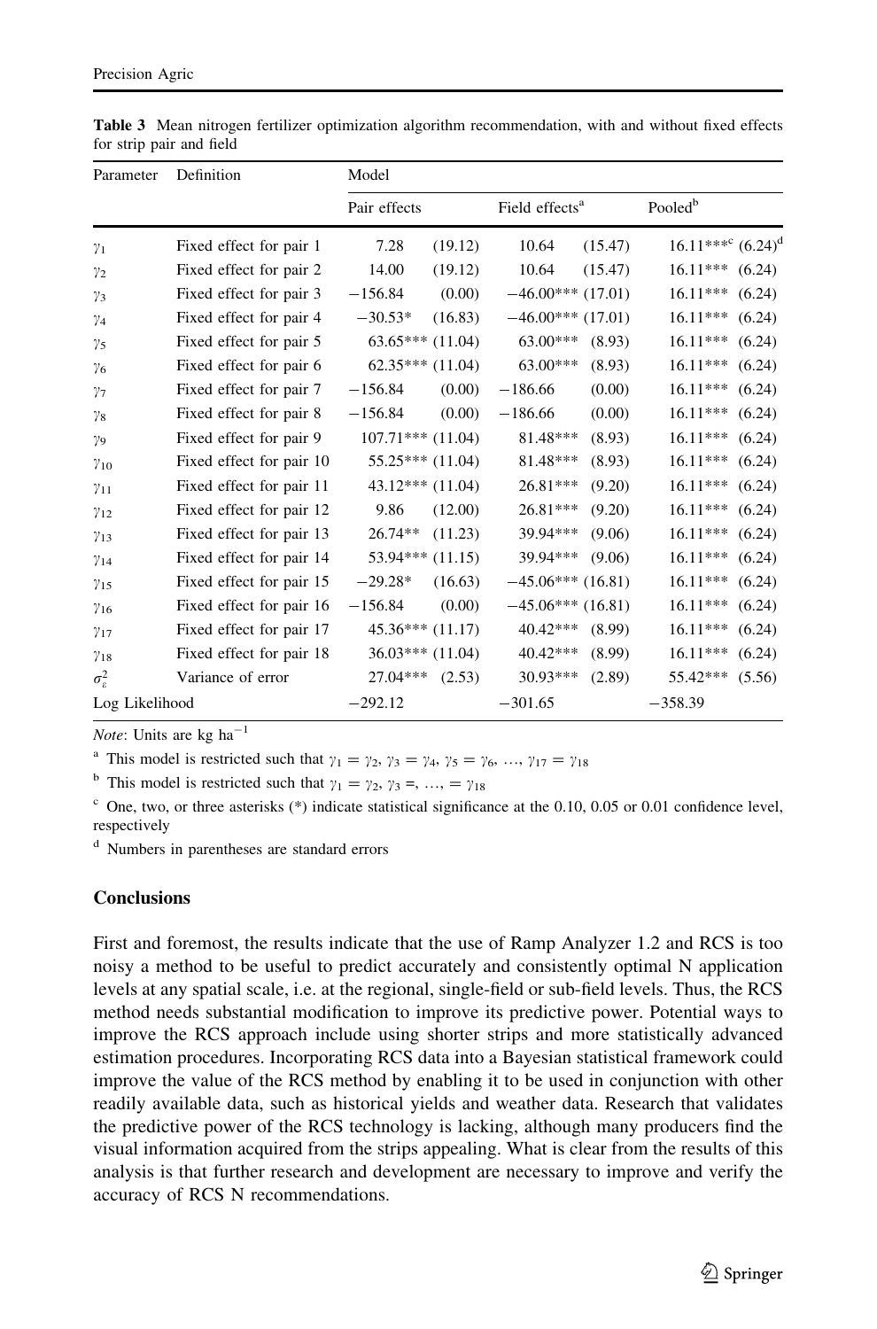**Table 3** Mean nitrogen fertilizer optimization algorithm recommendation, with and without fixed effects for strip pair and field

| Parameter | Definition | Model | | | | | |
|---|---|---|---|---|---|---|---|
| | | Pair effects | | Field effects[a] | | Pooled[b] | |
| $\gamma_1$ | Fixed effect for pair 1 | 7.28 | (19.12) | 10.64 | (15.47) | 16.11***[c] | (6.24)[d] |
| $\gamma_2$ | Fixed effect for pair 2 | 14.00 | (19.12) | 10.64 | (15.47) | 16.11*** | (6.24) |
| $\gamma_3$ | Fixed effect for pair 3 | −156.84 | (0.00) | −46.00*** | (17.01) | 16.11*** | (6.24) |
| $\gamma_4$ | Fixed effect for pair 4 | −30.53* | (16.83) | −46.00*** | (17.01) | 16.11*** | (6.24) |
| $\gamma_5$ | Fixed effect for pair 5 | 63.65*** | (11.04) | 63.00*** | (8.93) | 16.11*** | (6.24) |
| $\gamma_6$ | Fixed effect for pair 6 | 62.35*** | (11.04) | 63.00*** | (8.93) | 16.11*** | (6.24) |
| $\gamma_7$ | Fixed effect for pair 7 | −156.84 | (0.00) | −186.66 | (0.00) | 16.11*** | (6.24) |
| $\gamma_8$ | Fixed effect for pair 8 | −156.84 | (0.00) | −186.66 | (0.00) | 16.11*** | (6.24) |
| $\gamma_9$ | Fixed effect for pair 9 | 107.71*** | (11.04) | 81.48*** | (8.93) | 16.11*** | (6.24) |
| $\gamma_{10}$ | Fixed effect for pair 10 | 55.25*** | (11.04) | 81.48*** | (8.93) | 16.11*** | (6.24) |
| $\gamma_{11}$ | Fixed effect for pair 11 | 43.12*** | (11.04) | 26.81*** | (9.20) | 16.11*** | (6.24) |
| $\gamma_{12}$ | Fixed effect for pair 12 | 9.86 | (12.00) | 26.81*** | (9.20) | 16.11*** | (6.24) |
| $\gamma_{13}$ | Fixed effect for pair 13 | 26.74** | (11.23) | 39.94*** | (9.06) | 16.11*** | (6.24) |
| $\gamma_{14}$ | Fixed effect for pair 14 | 53.94*** | (11.15) | 39.94*** | (9.06) | 16.11*** | (6.24) |
| $\gamma_{15}$ | Fixed effect for pair 15 | −29.28* | (16.63) | −45.06*** | (16.81) | 16.11*** | (6.24) |
| $\gamma_{16}$ | Fixed effect for pair 16 | −156.84 | (0.00) | −45.06*** | (16.81) | 16.11*** | (6.24) |
| $\gamma_{17}$ | Fixed effect for pair 17 | 45.36*** | (11.17) | 40.42*** | (8.99) | 16.11*** | (6.24) |
| $\gamma_{18}$ | Fixed effect for pair 18 | 36.03*** | (11.04) | 40.42*** | (8.99) | 16.11*** | (6.24) |
| $\sigma^2_\varepsilon$ | Variance of error | 27.04*** | (2.53) | 30.93*** | (2.89) | 55.42*** | (5.56) |
| Log Likelihood | | −292.12 | | −301.65 | | −358.39 | |

*Note*: Units are kg ha$^{-1}$

[a] This model is restricted such that $\gamma_1 = \gamma_2$, $\gamma_3 = \gamma_4$, $\gamma_5 = \gamma_6$, …, $\gamma_{17} = \gamma_{18}$

[b] This model is restricted such that $\gamma_1 = \gamma_2$, $\gamma_3 =$, …, $= \gamma_{18}$

[c] One, two, or three asterisks (*) indicate statistical significance at the 0.10, 0.05 or 0.01 confidence level, respectively

[d] Numbers in parentheses are standard errors

## Conclusions

First and foremost, the results indicate that the use of Ramp Analyzer 1.2 and RCS is too noisy a method to be useful to predict accurately and consistently optimal N application levels at any spatial scale, i.e. at the regional, single-field or sub-field levels. Thus, the RCS method needs substantial modification to improve its predictive power. Potential ways to improve the RCS approach include using shorter strips and more statistically advanced estimation procedures. Incorporating RCS data into a Bayesian statistical framework could improve the value of the RCS method by enabling it to be used in conjunction with other readily available data, such as historical yields and weather data. Research that validates the predictive power of the RCS technology is lacking, although many producers find the visual information acquired from the strips appealing. What is clear from the results of this analysis is that further research and development are necessary to improve and verify the accuracy of RCS N recommendations.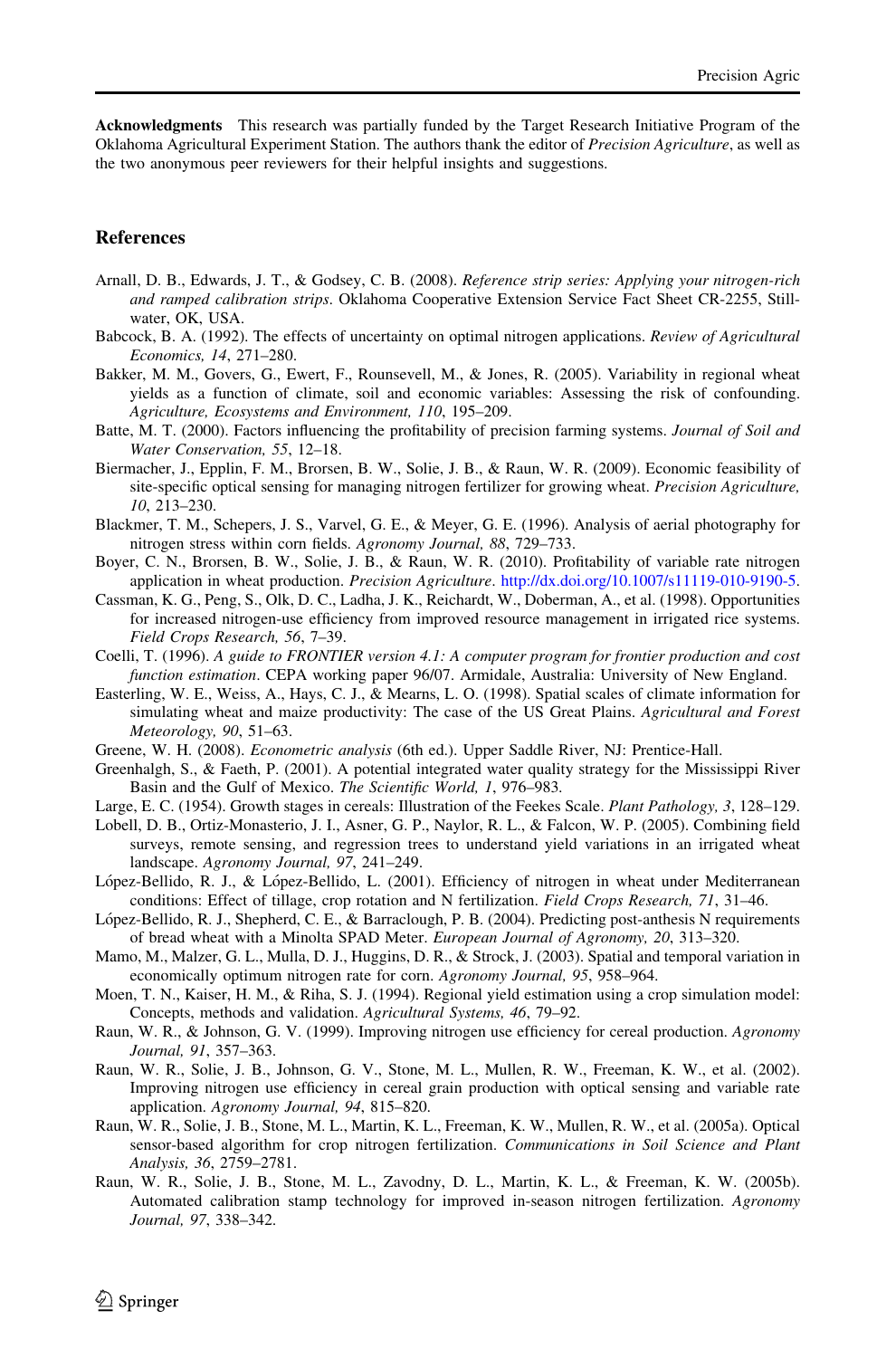**Acknowledgments** This research was partially funded by the Target Research Initiative Program of the Oklahoma Agricultural Experiment Station. The authors thank the editor of *Precision Agriculture*, as well as the two anonymous peer reviewers for their helpful insights and suggestions.

## References

Arnall, D. B., Edwards, J. T., & Godsey, C. B. (2008). *Reference strip series: Applying your nitrogen-rich and ramped calibration strips*. Oklahoma Cooperative Extension Service Fact Sheet CR-2255, Stillwater, OK, USA.

Babcock, B. A. (1992). The effects of uncertainty on optimal nitrogen applications. *Review of Agricultural Economics, 14*, 271–280.

Bakker, M. M., Govers, G., Ewert, F., Rounsevell, M., & Jones, R. (2005). Variability in regional wheat yields as a function of climate, soil and economic variables: Assessing the risk of confounding. *Agriculture, Ecosystems and Environment, 110*, 195–209.

Batte, M. T. (2000). Factors influencing the profitability of precision farming systems. *Journal of Soil and Water Conservation, 55*, 12–18.

Biermacher, J., Epplin, F. M., Brorsen, B. W., Solie, J. B., & Raun, W. R. (2009). Economic feasibility of site-specific optical sensing for managing nitrogen fertilizer for growing wheat. *Precision Agriculture, 10*, 213–230.

Blackmer, T. M., Schepers, J. S., Varvel, G. E., & Meyer, G. E. (1996). Analysis of aerial photography for nitrogen stress within corn fields. *Agronomy Journal, 88*, 729–733.

Boyer, C. N., Brorsen, B. W., Solie, J. B., & Raun, W. R. (2010). Profitability of variable rate nitrogen application in wheat production. *Precision Agriculture*. http://dx.doi.org/10.1007/s11119-010-9190-5.

Cassman, K. G., Peng, S., Olk, D. C., Ladha, J. K., Reichardt, W., Doberman, A., et al. (1998). Opportunities for increased nitrogen-use efficiency from improved resource management in irrigated rice systems. *Field Crops Research, 56*, 7–39.

Coelli, T. (1996). *A guide to FRONTIER version 4.1: A computer program for frontier production and cost function estimation*. CEPA working paper 96/07. Armidale, Australia: University of New England.

Easterling, W. E., Weiss, A., Hays, C. J., & Mearns, L. O. (1998). Spatial scales of climate information for simulating wheat and maize productivity: The case of the US Great Plains. *Agricultural and Forest Meteorology, 90*, 51–63.

Greene, W. H. (2008). *Econometric analysis* (6th ed.). Upper Saddle River, NJ: Prentice-Hall.

Greenhalgh, S., & Faeth, P. (2001). A potential integrated water quality strategy for the Mississippi River Basin and the Gulf of Mexico. *The Scientific World, 1*, 976–983.

Large, E. C. (1954). Growth stages in cereals: Illustration of the Feekes Scale. *Plant Pathology, 3*, 128–129.

Lobell, D. B., Ortiz-Monasterio, J. I., Asner, G. P., Naylor, R. L., & Falcon, W. P. (2005). Combining field surveys, remote sensing, and regression trees to understand yield variations in an irrigated wheat landscape. *Agronomy Journal, 97*, 241–249.

López-Bellido, R. J., & López-Bellido, L. (2001). Efficiency of nitrogen in wheat under Mediterranean conditions: Effect of tillage, crop rotation and N fertilization. *Field Crops Research, 71*, 31–46.

López-Bellido, R. J., Shepherd, C. E., & Barraclough, P. B. (2004). Predicting post-anthesis N requirements of bread wheat with a Minolta SPAD Meter. *European Journal of Agronomy, 20*, 313–320.

Mamo, M., Malzer, G. L., Mulla, D. J., Huggins, D. R., & Strock, J. (2003). Spatial and temporal variation in economically optimum nitrogen rate for corn. *Agronomy Journal, 95*, 958–964.

Moen, T. N., Kaiser, H. M., & Riha, S. J. (1994). Regional yield estimation using a crop simulation model: Concepts, methods and validation. *Agricultural Systems, 46*, 79–92.

Raun, W. R., & Johnson, G. V. (1999). Improving nitrogen use efficiency for cereal production. *Agronomy Journal, 91*, 357–363.

Raun, W. R., Solie, J. B., Johnson, G. V., Stone, M. L., Mullen, R. W., Freeman, K. W., et al. (2002). Improving nitrogen use efficiency in cereal grain production with optical sensing and variable rate application. *Agronomy Journal, 94*, 815–820.

Raun, W. R., Solie, J. B., Stone, M. L., Martin, K. L., Freeman, K. W., Mullen, R. W., et al. (2005a). Optical sensor-based algorithm for crop nitrogen fertilization. *Communications in Soil Science and Plant Analysis, 36*, 2759–2781.

Raun, W. R., Solie, J. B., Stone, M. L., Zavodny, D. L., Martin, K. L., & Freeman, K. W. (2005b). Automated calibration stamp technology for improved in-season nitrogen fertilization. *Agronomy Journal, 97*, 338–342.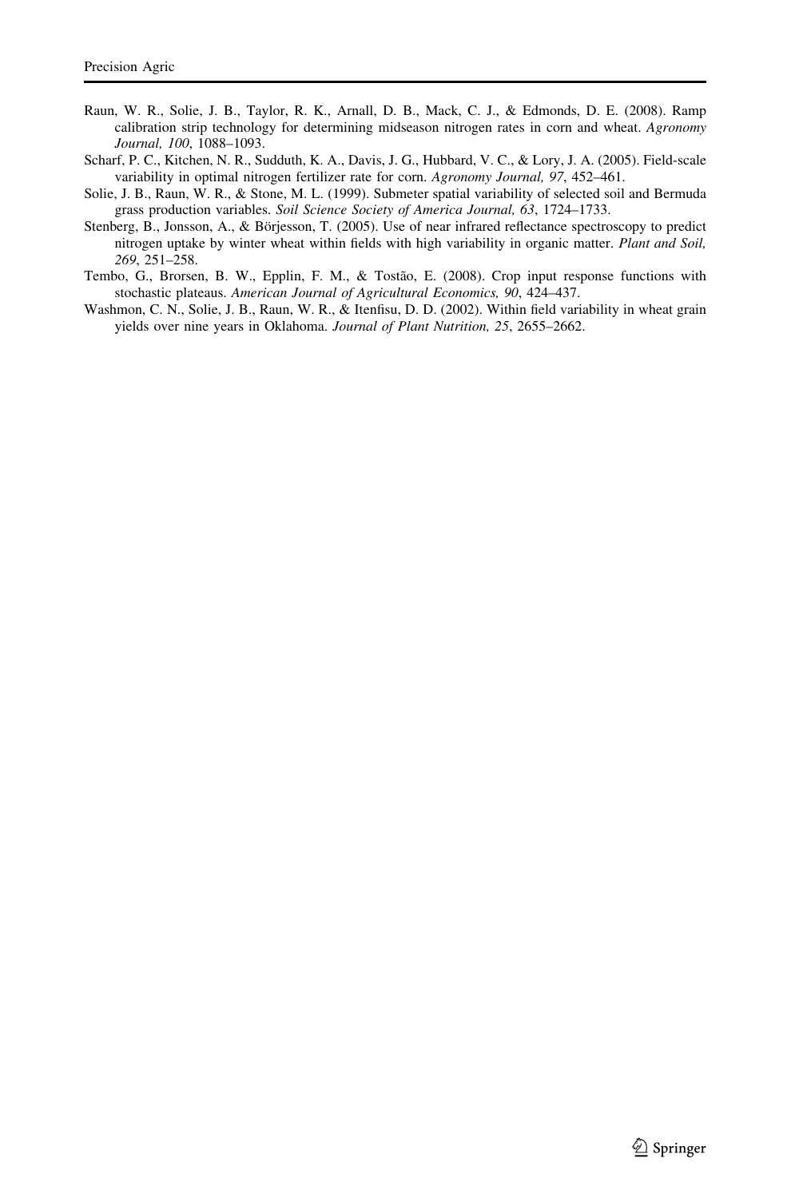Raun, W. R., Solie, J. B., Taylor, R. K., Arnall, D. B., Mack, C. J., & Edmonds, D. E. (2008). Ramp calibration strip technology for determining midseason nitrogen rates in corn and wheat. *Agronomy Journal, 100*, 1088–1093.

Scharf, P. C., Kitchen, N. R., Sudduth, K. A., Davis, J. G., Hubbard, V. C., & Lory, J. A. (2005). Field-scale variability in optimal nitrogen fertilizer rate for corn. *Agronomy Journal, 97*, 452–461.

Solie, J. B., Raun, W. R., & Stone, M. L. (1999). Submeter spatial variability of selected soil and Bermuda grass production variables. *Soil Science Society of America Journal, 63*, 1724–1733.

Stenberg, B., Jonsson, A., & Börjesson, T. (2005). Use of near infrared reflectance spectroscopy to predict nitrogen uptake by winter wheat within fields with high variability in organic matter. *Plant and Soil, 269*, 251–258.

Tembo, G., Brorsen, B. W., Epplin, F. M., & Tostão, E. (2008). Crop input response functions with stochastic plateaus. *American Journal of Agricultural Economics, 90*, 424–437.

Washmon, C. N., Solie, J. B., Raun, W. R., & Itenfisu, D. D. (2002). Within field variability in wheat grain yields over nine years in Oklahoma. *Journal of Plant Nutrition, 25*, 2655–2662.